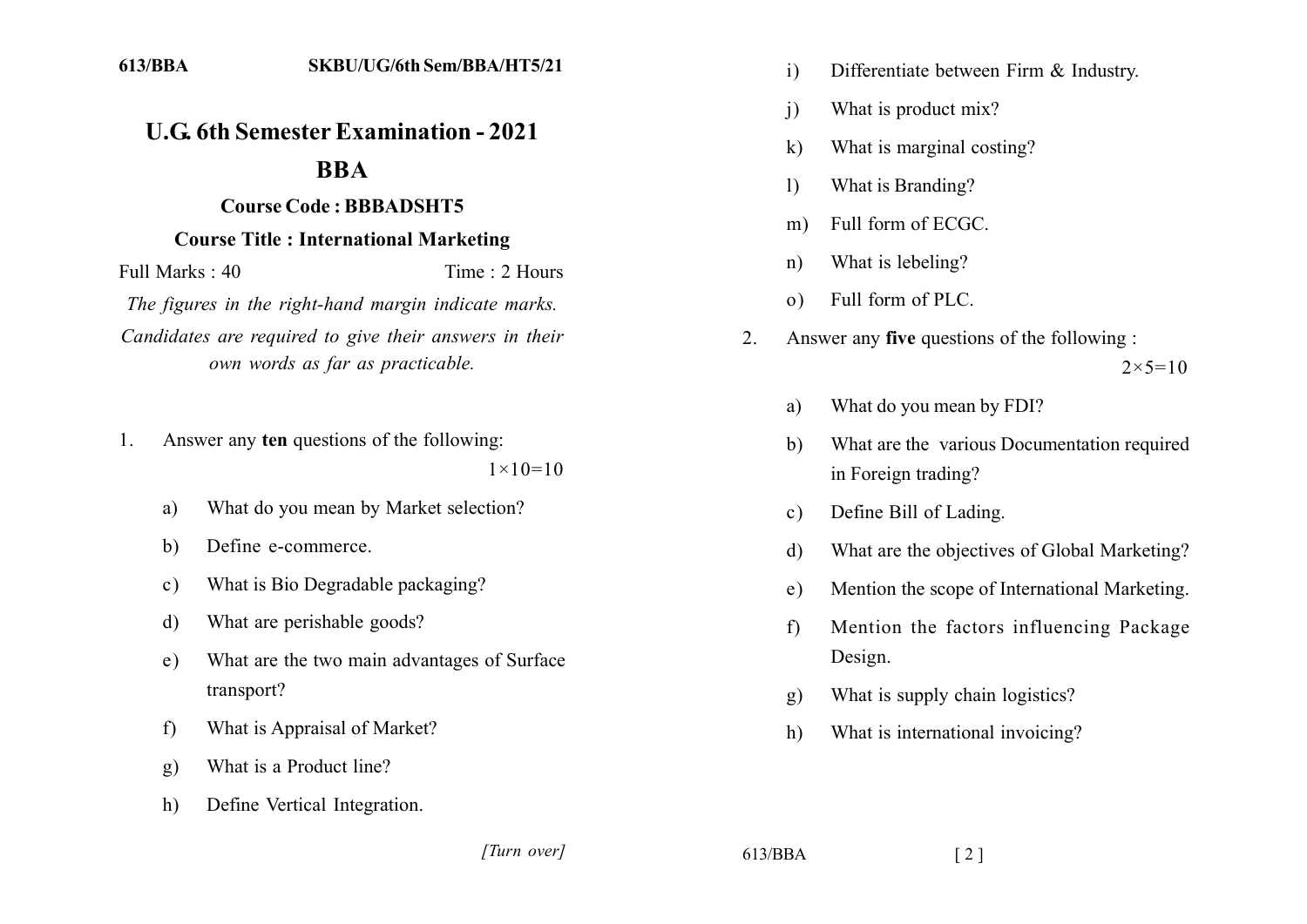# U.G. 6th Semester Examination - 2021

## BBA

### Course Code : BBBADSHT5

### Course Title : International Marketing

Full Marks : 40 Time : 2 Hours

*The figures in the right-hand margin indicate marks.*

*Candidates are required to give their answers in their own words as far as practicable.*

1. Answer any **ten** questions of the following: $1\times10=10$

   a) What do you mean by Market selection?

   b) Define e-commerce.

   c) What is Bio Degradable packaging?

   d) What are perishable goods?

   e) What are the two main advantages of Surface transport?

   f) What is Appraisal of Market?

   g) What is a Product line?

   h) Define Vertical Integration.

   i) Differentiate between Firm & Industry.

   j) What is product mix?

   k) What is marginal costing?

   l) What is Branding?

   m) Full form of ECGC.

   n) What is lebeling?

   o) Full form of PLC.

2. Answer any **five** questions of the following : $2\times5=10$

   a) What do you mean by FDI?

   b) What are the various Documentation required in Foreign trading?

   c) Define Bill of Lading.

   d) What are the objectives of Global Marketing?

   e) Mention the scope of International Marketing.

   f) Mention the factors influencing Package Design.

   g) What is supply chain logistics?

   h) What is international invoicing?

[Turn over]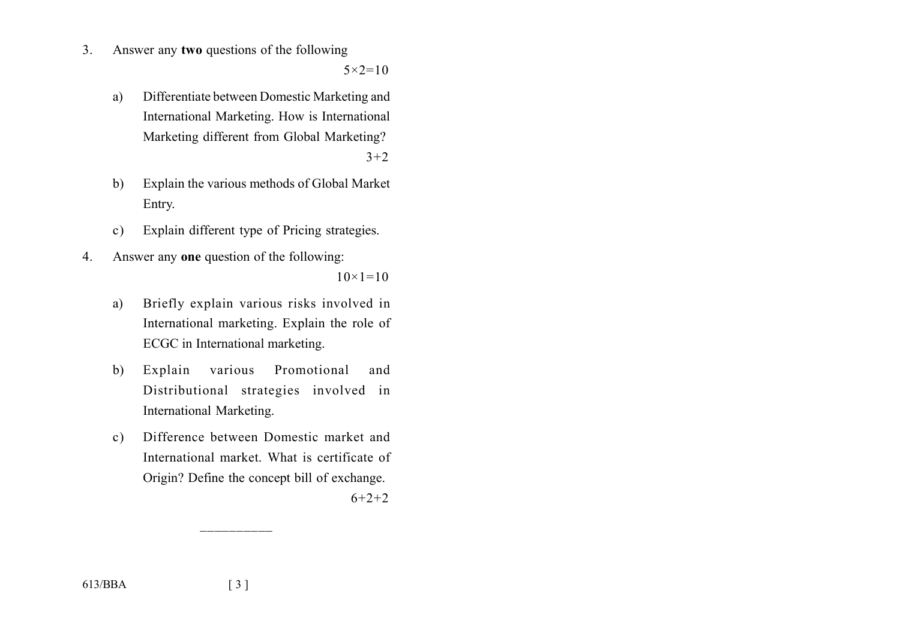3. Answer any **two** questions of the following

5×2=10

a) Differentiate between Domestic Marketing and International Marketing. How is International Marketing different from Global Marketing?

3+2

b) Explain the various methods of Global Market Entry.

c) Explain different type of Pricing strategies.

4. Answer any **one** question of the following:

10×1=10

a) Briefly explain various risks involved in International marketing. Explain the role of ECGC in International marketing.

b) Explain various Promotional and Distributional strategies involved in International Marketing.

c) Difference between Domestic market and International market. What is certificate of Origin? Define the concept bill of exchange.

6+2+2

———————